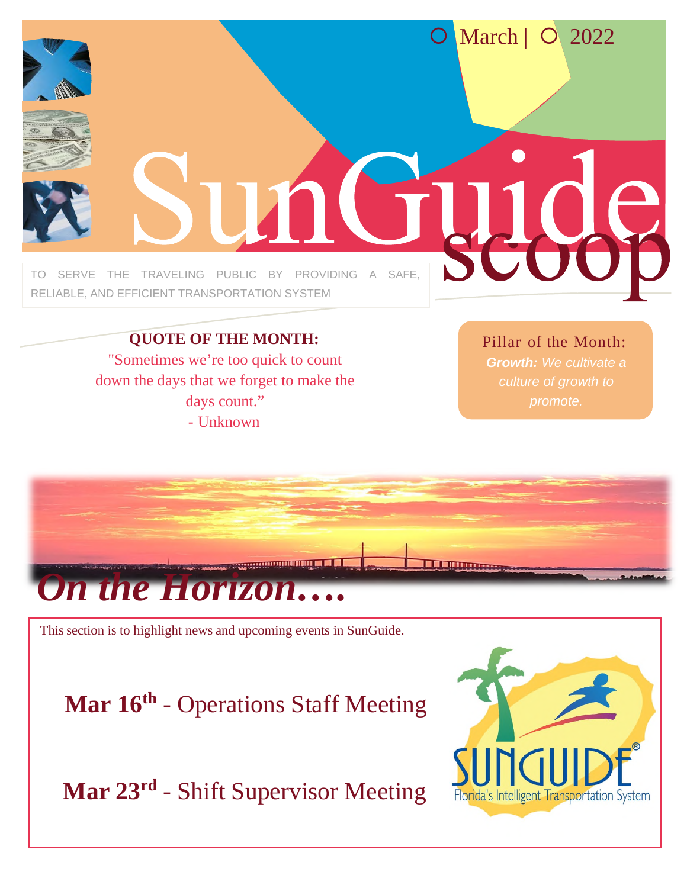March | 2022

# SunGuide scoop

TO SERVE THE TRAVELING PUBLIC BY PROVIDING A SAFE, RELIABLE, AND EFFICIENT TRANSPORTATION SYSTEM

**QUOTE OF THE MONTH:**

"Sometimes we're too quick to count down the days that we forget to make the days count."
- Unknown

Pillar of the Month:
***Growth:*** *We cultivate a culture of growth to promote.*

## *On the Horizon….*

This section is to highlight news and upcoming events in SunGuide.

**Mar 16th** - Operations Staff Meeting

**Mar 23rd** - Shift Supervisor Meeting

SUNGUIDE®
Florida's Intelligent Transportation System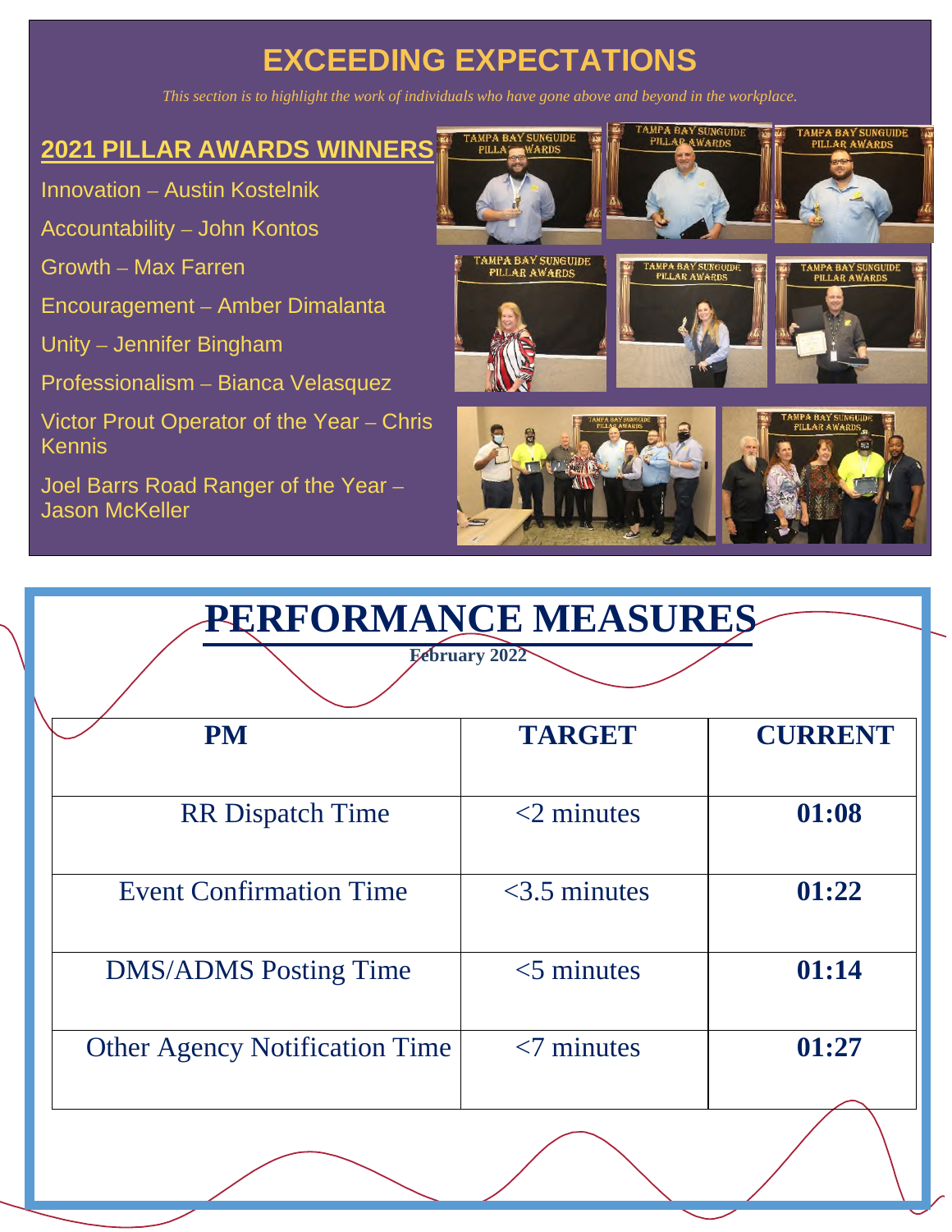# EXCEEDING EXPECTATIONS

*This section is to highlight the work of individuals who have gone above and beyond in the workplace.*

## 2021 PILLAR AWARDS WINNERS

Innovation – Austin Kostelnik

Accountability – John Kontos

Growth – Max Farren

Encouragement – Amber Dimalanta

Unity – Jennifer Bingham

Professionalism – Bianca Velasquez

Victor Prout Operator of the Year – Chris Kennis

Joel Barrs Road Ranger of the Year – Jason McKeller

# PERFORMANCE MEASURES

**February 2022**

| PM | TARGET | CURRENT |
|---|---|---|
| RR Dispatch Time | <2 minutes | **01:08** |
| Event Confirmation Time | <3.5 minutes | **01:22** |
| DMS/ADMS Posting Time | <5 minutes | **01:14** |
| Other Agency Notification Time | <7 minutes | **01:27** |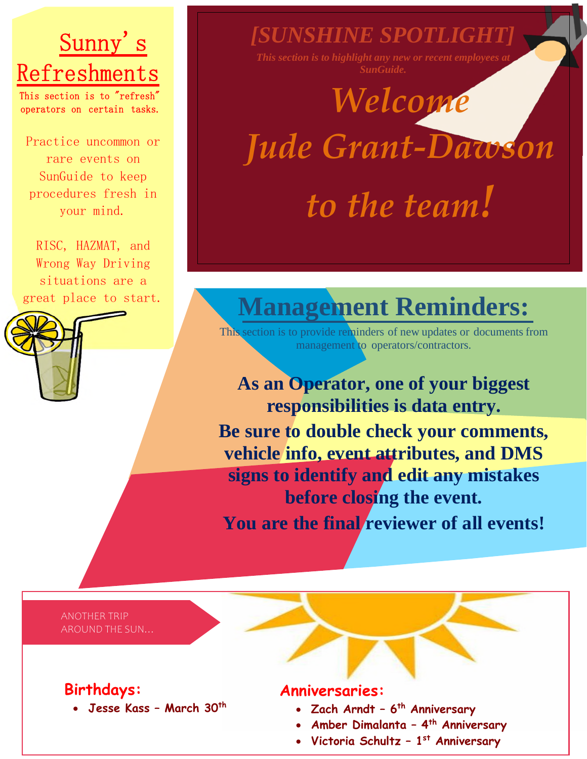## Sunny's Refreshments

This section is to "refresh" operators on certain tasks.

Practice uncommon or rare events on SunGuide to keep procedures fresh in your mind.

RISC, HAZMAT, and Wrong Way Driving situations are a great place to start.

## [SUNSHINE SPOTLIGHT]

*This section is to highlight any new or recent employees at SunGuide.*

# *Welcome Jude Grant-Dawson to the team!*

## Management Reminders:

This section is to provide reminders of new updates or documents from management to operators/contractors.

**As an Operator, one of your biggest responsibilities is data entry.**

**Be sure to double check your comments, vehicle info, event attributes, and DMS signs to identify and edit any mistakes before closing the event.**

**You are the final reviewer of all events!**

ANOTHER TRIP AROUND THE SUN...

**Birthdays:**

- **Jesse Kass – March 30th**

**Anniversaries:**

- **Zach Arndt – 6th Anniversary**
- **Amber Dimalanta – 4th Anniversary**
- **Victoria Schultz – 1st Anniversary**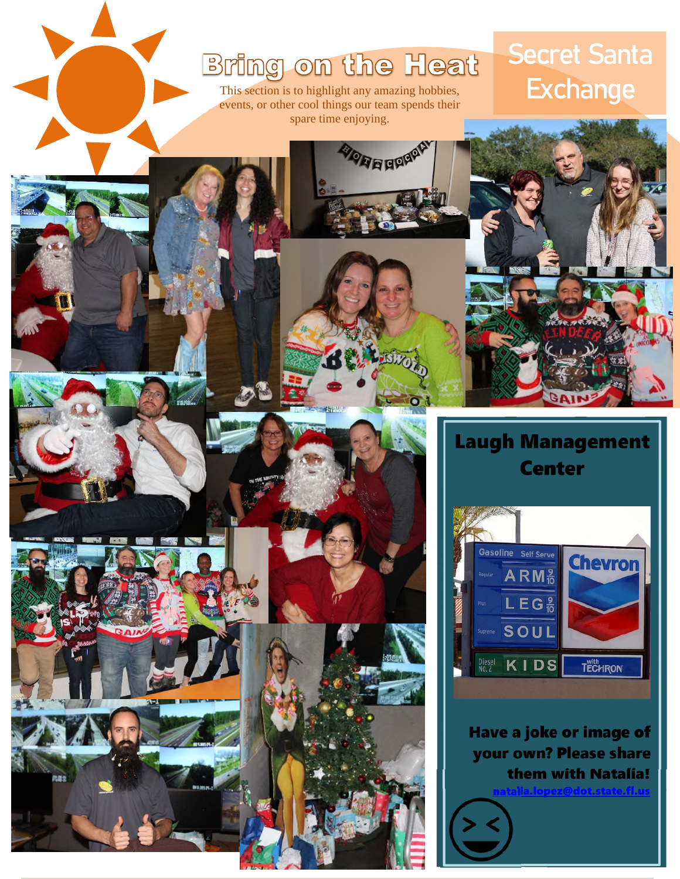# Bring on the Heat

This section is to highlight any amazing hobbies, events, or other cool things our team spends their spare time enjoying.

## Secret Santa Exchange

## Laugh Management Center

Have a joke or image of your own? Please share them with Natalia!

natalia.lopez@dot.state.fl.us